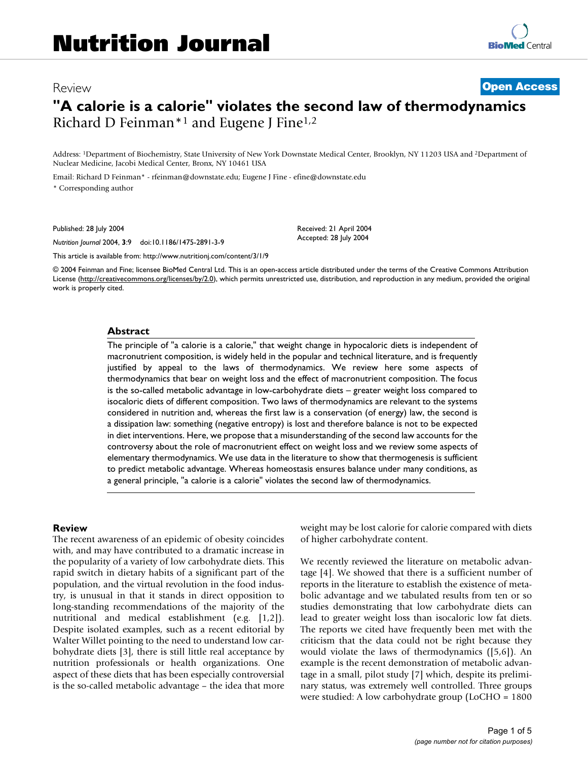# Nutrition Journal

Review

**Open Access**

# "A calorie is a calorie" violates the second law of thermodynamics

Richard D Feinman*[1] and Eugene J Fine[1,2]

Address: [1]Department of Biochemistry, State University of New York Downstate Medical Center, Brooklyn, NY 11203 USA and [2]Department of Nuclear Medicine, Jacobi Medical Center, Bronx, NY 10461 USA

Email: Richard D Feinman* - rfeinman@downstate.edu; Eugene J Fine - efine@downstate.edu

\* Corresponding author

Published: 28 July 2004

*Nutrition Journal* 2004, **3**:9 doi:10.1186/1475-2891-3-9

Received: 21 April 2004
Accepted: 28 July 2004

This article is available from: http://www.nutritionj.com/content/3/1/9

© 2004 Feinman and Fine; licensee BioMed Central Ltd. This is an open-access article distributed under the terms of the Creative Commons Attribution License (http://creativecommons.org/licenses/by/2.0), which permits unrestricted use, distribution, and reproduction in any medium, provided the original work is properly cited.

## Abstract

The principle of "a calorie is a calorie," that weight change in hypocaloric diets is independent of macronutrient composition, is widely held in the popular and technical literature, and is frequently justified by appeal to the laws of thermodynamics. We review here some aspects of thermodynamics that bear on weight loss and the effect of macronutrient composition. The focus is the so-called metabolic advantage in low-carbohydrate diets – greater weight loss compared to isocaloric diets of different composition. Two laws of thermodynamics are relevant to the systems considered in nutrition and, whereas the first law is a conservation (of energy) law, the second is a dissipation law: something (negative entropy) is lost and therefore balance is not to be expected in diet interventions. Here, we propose that a misunderstanding of the second law accounts for the controversy about the role of macronutrient effect on weight loss and we review some aspects of elementary thermodynamics. We use data in the literature to show that thermogenesis is sufficient to predict metabolic advantage. Whereas homeostasis ensures balance under many conditions, as a general principle, "a calorie is a calorie" violates the second law of thermodynamics.

## Review

The recent awareness of an epidemic of obesity coincides with, and may have contributed to a dramatic increase in the popularity of a variety of low carbohydrate diets. This rapid switch in dietary habits of a significant part of the population, and the virtual revolution in the food industry, is unusual in that it stands in direct opposition to long-standing recommendations of the majority of the nutritional and medical establishment (e.g. [1,2]). Despite isolated examples, such as a recent editorial by Walter Willet pointing to the need to understand low carbohydrate diets [3], there is still little real acceptance by nutrition professionals or health organizations. One aspect of these diets that has been especially controversial is the so-called metabolic advantage – the idea that more weight may be lost calorie for calorie compared with diets of higher carbohydrate content.

We recently reviewed the literature on metabolic advantage [4]. We showed that there is a sufficient number of reports in the literature to establish the existence of metabolic advantage and we tabulated results from ten or so studies demonstrating that low carbohydrate diets can lead to greater weight loss than isocaloric low fat diets. The reports we cited have frequently been met with the criticism that the data could not be right because they would violate the laws of thermodynamics ([5,6]). An example is the recent demonstration of metabolic advantage in a small, pilot study [7] which, despite its preliminary status, was extremely well controlled. Three groups were studied: A low carbohydrate group (LoCHO = 1800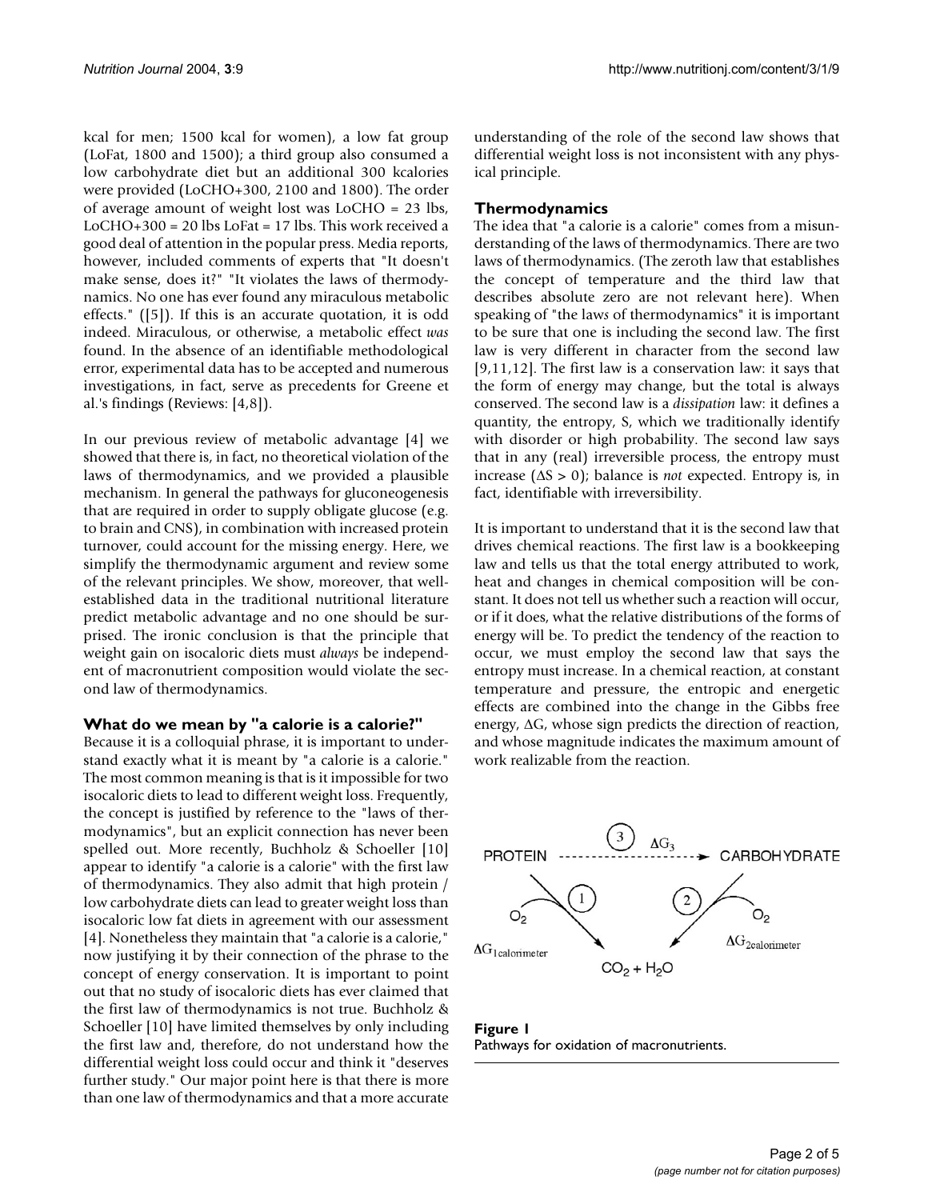kcal for men; 1500 kcal for women), a low fat group (LoFat, 1800 and 1500); a third group also consumed a low carbohydrate diet but an additional 300 kcalories were provided (LoCHO+300, 2100 and 1800). The order of average amount of weight lost was LoCHO = 23 lbs, LoCHO+300 = 20 lbs LoFat = 17 lbs. This work received a good deal of attention in the popular press. Media reports, however, included comments of experts that "It doesn't make sense, does it?" "It violates the laws of thermodynamics. No one has ever found any miraculous metabolic effects." ([5]). If this is an accurate quotation, it is odd indeed. Miraculous, or otherwise, a metabolic effect *was* found. In the absence of an identifiable methodological error, experimental data has to be accepted and numerous investigations, in fact, serve as precedents for Greene et al.'s findings (Reviews: [4,8]).

In our previous review of metabolic advantage [4] we showed that there is, in fact, no theoretical violation of the laws of thermodynamics, and we provided a plausible mechanism. In general the pathways for gluconeogenesis that are required in order to supply obligate glucose (e.g. to brain and CNS), in combination with increased protein turnover, could account for the missing energy. Here, we simplify the thermodynamic argument and review some of the relevant principles. We show, moreover, that well-established data in the traditional nutritional literature predict metabolic advantage and no one should be surprised. The ironic conclusion is that the principle that weight gain on isocaloric diets must *always* be independent of macronutrient composition would violate the second law of thermodynamics.

### What do we mean by "a calorie is a calorie?"

Because it is a colloquial phrase, it is important to understand exactly what it is meant by "a calorie is a calorie." The most common meaning is that is it impossible for two isocaloric diets to lead to different weight loss. Frequently, the concept is justified by reference to the "laws of thermodynamics", but an explicit connection has never been spelled out. More recently, Buchholz & Schoeller [10] appear to identify "a calorie is a calorie" with the first law of thermodynamics. They also admit that high protein / low carbohydrate diets can lead to greater weight loss than isocaloric low fat diets in agreement with our assessment [4]. Nonetheless they maintain that "a calorie is a calorie," now justifying it by their connection of the phrase to the concept of energy conservation. It is important to point out that no study of isocaloric diets has ever claimed that the first law of thermodynamics is not true. Buchholz & Schoeller [10] have limited themselves by only including the first law and, therefore, do not understand how the differential weight loss could occur and think it "deserves further study." Our major point here is that there is more than one law of thermodynamics and that a more accurate understanding of the role of the second law shows that differential weight loss is not inconsistent with any physical principle.

### Thermodynamics

The idea that "a calorie is a calorie" comes from a misunderstanding of the laws of thermodynamics. There are two laws of thermodynamics. (The zeroth law that establishes the concept of temperature and the third law that describes absolute zero are not relevant here). When speaking of "the law*s* of thermodynamics" it is important to be sure that one is including the second law. The first law is very different in character from the second law [9,11,12]. The first law is a conservation law: it says that the form of energy may change, but the total is always conserved. The second law is a *dissipation* law: it defines a quantity, the entropy, S, which we traditionally identify with disorder or high probability. The second law says that in any (real) irreversible process, the entropy must increase ($\Delta S > 0$); balance is *not* expected. Entropy is, in fact, identifiable with irreversibility.

It is important to understand that it is the second law that drives chemical reactions. The first law is a bookkeeping law and tells us that the total energy attributed to work, heat and changes in chemical composition will be constant. It does not tell us whether such a reaction will occur, or if it does, what the relative distributions of the forms of energy will be. To predict the tendency of the reaction to occur, we must employ the second law that says the entropy must increase. In a chemical reaction, at constant temperature and pressure, the entropic and energetic effects are combined into the change in the Gibbs free energy, $\Delta G$, whose sign predicts the direction of reaction, and whose magnitude indicates the maximum amount of work realizable from the reaction.

PROTEIN
CARBOHYDRATE
3
$\Delta G_3$
1
2
$O_2$
$O_2$
$\Delta G_{1calorimeter}$
$\Delta G_{2calorimeter}$
$CO_2 + H_2O$

**Figure 1**
Pathways for oxidation of macronutrients.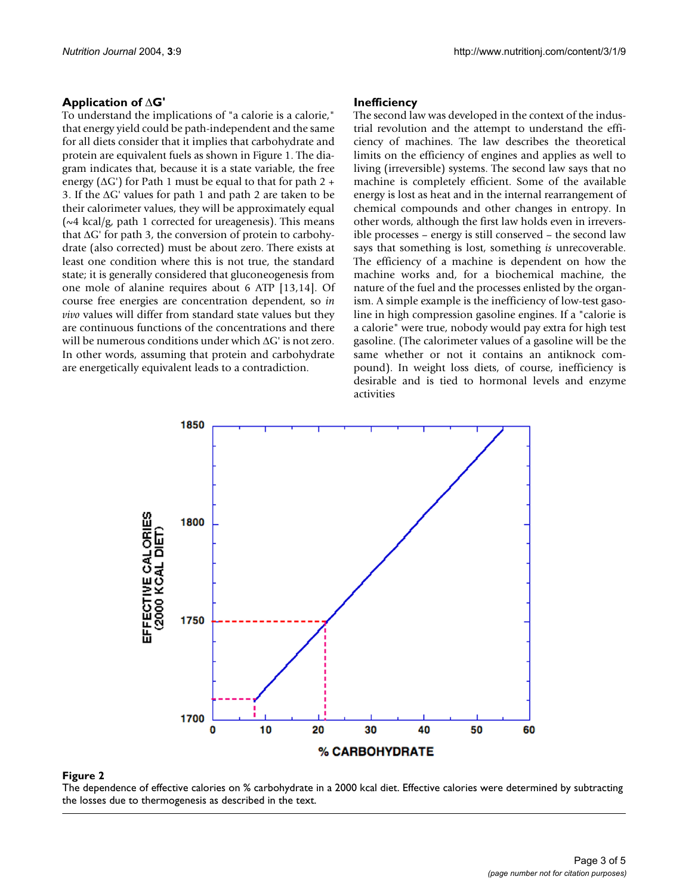### Application of $\Delta G'$

To understand the implications of "a calorie is a calorie," that energy yield could be path-independent and the same for all diets consider that it implies that carbohydrate and protein are equivalent fuels as shown in Figure 1. The diagram indicates that, because it is a state variable, the free energy ($\Delta G'$) for Path 1 must be equal to that for path 2 + 3. If the $\Delta G'$ values for path 1 and path 2 are taken to be their calorimeter values, they will be approximately equal (~4 kcal/g, path 1 corrected for ureagenesis). This means that $\Delta G'$ for path 3, the conversion of protein to carbohydrate (also corrected) must be about zero. There exists at least one condition where this is not true, the standard state; it is generally considered that gluconeogenesis from one mole of alanine requires about 6 ATP [13,14]. Of course free energies are concentration dependent, so *in vivo* values will differ from standard state values but they are continuous functions of the concentrations and there will be numerous conditions under which $\Delta G'$ is not zero. In other words, assuming that protein and carbohydrate are energetically equivalent leads to a contradiction.

### Inefficiency

The second law was developed in the context of the industrial revolution and the attempt to understand the efficiency of machines. The law describes the theoretical limits on the efficiency of engines and applies as well to living (irreversible) systems. The second law says that no machine is completely efficient. Some of the available energy is lost as heat and in the internal rearrangement of chemical compounds and other changes in entropy. In other words, although the first law holds even in irreversible processes – energy is still conserved – the second law says that something is lost, something *is* unrecoverable. The efficiency of a machine is dependent on how the machine works and, for a biochemical machine, the nature of the fuel and the processes enlisted by the organism. A simple example is the inefficiency of low-test gasoline in high compression gasoline engines. If a "calorie is a calorie" were true, nobody would pay extra for high test gasoline. (The calorimeter values of a gasoline will be the same whether or not it contains an antiknock compound). In weight loss diets, of course, inefficiency is desirable and is tied to hormonal levels and enzyme activities

**Figure 2**

The dependence of effective calories on % carbohydrate in a 2000 kcal diet. Effective calories were determined by subtracting the losses due to thermogenesis as described in the text.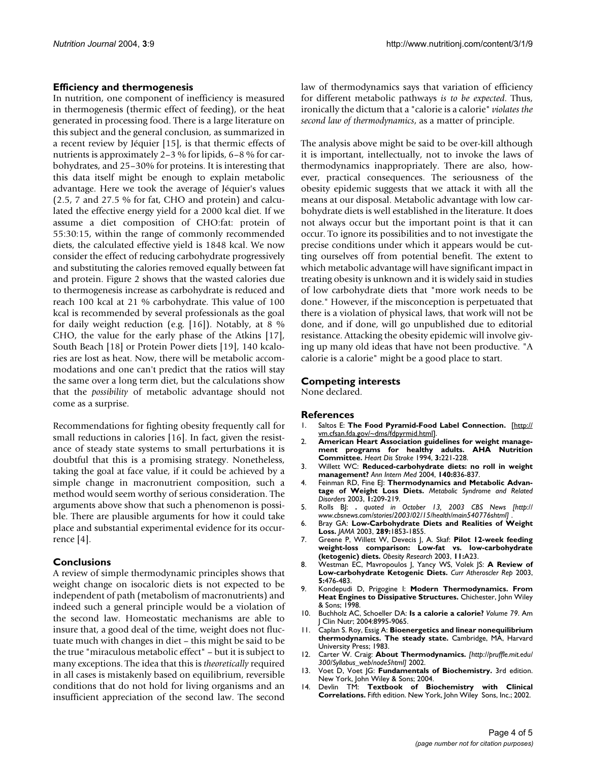### Efficiency and thermogenesis

In nutrition, one component of inefficiency is measured in thermogenesis (thermic effect of feeding), or the heat generated in processing food. There is a large literature on this subject and the general conclusion, as summarized in a recent review by Jéquier [15], is that thermic effects of nutrients is approximately 2–3 % for lipids, 6–8 % for carbohydrates, and 25–30% for proteins. It is interesting that this data itself might be enough to explain metabolic advantage. Here we took the average of Jéquier's values (2.5, 7 and 27.5 % for fat, CHO and protein) and calculated the effective energy yield for a 2000 kcal diet. If we assume a diet composition of CHO:fat: protein of 55:30:15, within the range of commonly recommended diets, the calculated effective yield is 1848 kcal. We now consider the effect of reducing carbohydrate progressively and substituting the calories removed equally between fat and protein. Figure 2 shows that the wasted calories due to thermogenesis increase as carbohydrate is reduced and reach 100 kcal at 21 % carbohydrate. This value of 100 kcal is recommended by several professionals as the goal for daily weight reduction (e.g. [16]). Notably, at 8 % CHO, the value for the early phase of the Atkins [17], South Beach [18] or Protein Power diets [19], 140 kcalories are lost as heat. Now, there will be metabolic accommodations and one can't predict that the ratios will stay the same over a long term diet, but the calculations show that the *possibility* of metabolic advantage should not come as a surprise.

Recommendations for fighting obesity frequently call for small reductions in calories [16]. In fact, given the resistance of steady state systems to small perturbations it is doubtful that this is a promising strategy. Nonetheless, taking the goal at face value, if it could be achieved by a simple change in macronutrient composition, such a method would seem worthy of serious consideration. The arguments above show that such a phenomenon is possible. There are plausible arguments for how it could take place and substantial experimental evidence for its occurrence [4].

### Conclusions

A review of simple thermodynamic principles shows that weight change on isocaloric diets is not expected to be independent of path (metabolism of macronutrients) and indeed such a general principle would be a violation of the second law. Homeostatic mechanisms are able to insure that, a good deal of the time, weight does not fluctuate much with changes in diet – this might be said to be the true "miraculous metabolic effect" – but it is subject to many exceptions. The idea that this is *theoretically* required in all cases is mistakenly based on equilibrium, reversible conditions that do not hold for living organisms and an insufficient appreciation of the second law. The second law of thermodynamics says that variation of efficiency for different metabolic pathways *is to be expected*. Thus, ironically the dictum that a "calorie is a calorie" *violates the second law of thermodynamics*, as a matter of principle.

The analysis above might be said to be over-kill although it is important, intellectually, not to invoke the laws of thermodynamics inappropriately. There are also, however, practical consequences. The seriousness of the obesity epidemic suggests that we attack it with all the means at our disposal. Metabolic advantage with low carbohydrate diets is well established in the literature. It does not always occur but the important point is that it can occur. To ignore its possibilities and to not investigate the precise conditions under which it appears would be cutting ourselves off from potential benefit. The extent to which metabolic advantage will have significant impact in treating obesity is unknown and it is widely said in studies of low carbohydrate diets that "more work needs to be done." However, if the misconception is perpetuated that there is a violation of physical laws, that work will not be done, and if done, will go unpublished due to editorial resistance. Attacking the obesity epidemic will involve giving up many old ideas that have not been productive. "A calorie is a calorie" might be a good place to start.

### Competing interests

None declared.

### References

1. Saltos E: **The Food Pyramid-Food Label Connection.** [http://vm.cfsan.fda.gov/~dms/fdpyrmid.html].
2. **American Heart Association guidelines for weight management programs for healthy adults. AHA Nutrition Committee.** *Heart Dis Stroke* 1994, **3:**221-228.
3. Willett WC: **Reduced-carbohydrate diets: no roll in weight management?** *Ann Intern Med* 2004, **140:**836-837.
4. Feinman RD, Fine EJ: **Thermodynamics and Metabolic Advantage of Weight Loss Diets.** *Metabolic Syndrome and Related Disorders* 2003, **1:**209-219.
5. Rolls BJ: **.** *quoted in October 13, 2003 CBS News [http://www.cbsnews.com/stories/2003/02/15/health/main540776shtml]* .
6. Bray GA: **Low-Carbohydrate Diets and Realities of Weight Loss.** *JAMA* 2003, **289:**1853-1855.
7. Greene P, Willett W, Devecis J, A. Skaf: **Pilot 12-week feeding weight-loss comparison: Low-fat vs. low-carbohydrate (ketogenic) diets.** *Obesity Research* 2003, **11:**A23.
8. Westman EC, Mavropoulos J, Yancy WS, Volek JS: **A Review of Low-carbohydrate Ketogenic Diets.** *Curr Atheroscler Rep* 2003, **5:**476-483.
9. Kondepudi D, Prigogine I: **Modern Thermodynamics. From Heat Engines to Dissipative Structures.** Chichester, John Wiley & Sons; 1998.
10. Buchholz AC, Schoeller DA: **Is a calorie a calorie?** *Volume 79*. Am J Clin Nutr; 2004:8995-9065.
11. Caplan S. Roy, Essig A: **Bioenergetics and linear nonequilibrium thermodynamics. The steady state.** Cambridge, MA, Harvard University Press; 1983.
12. Carter W. Craig: **About Thermodynamics.** *[http://pruffle.mit.edu/300/Syllabus_web/node5html]* 2002.
13. Voet D, Voet JG: **Fundamentals of Biochemistry.** 3rd edition. New York, John Wiley & Sons; 2004.
14. Devlin TM: **Textbook of Biochemistry with Clinical Correlations.** Fifth edition. New York, John Wiley Sons, Inc.; 2002.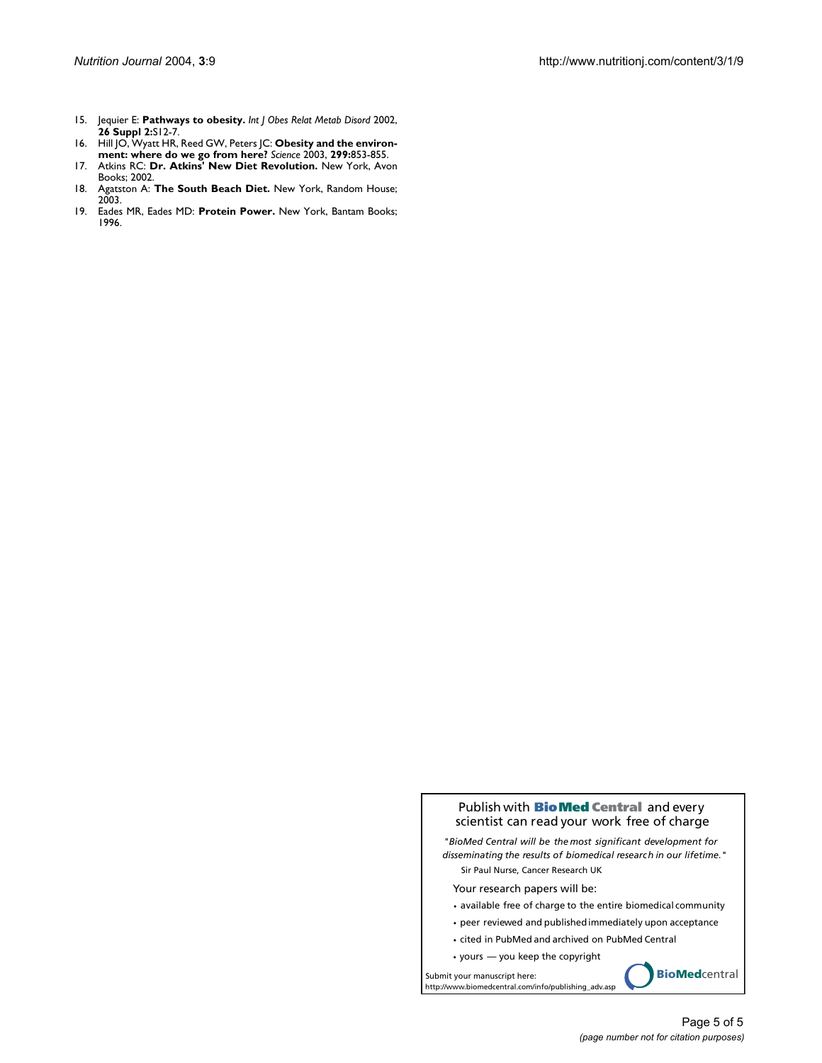15. Jequier E: **Pathways to obesity.** *Int J Obes Relat Metab Disord* 2002, **26 Suppl 2:**S12-7.
16. Hill JO, Wyatt HR, Reed GW, Peters JC: **Obesity and the environment: where do we go from here?** *Science* 2003, **299:**853-855.
17. Atkins RC: **Dr. Atkins' New Diet Revolution.** New York, Avon Books; 2002.
18. Agatston A: **The South Beach Diet.** New York, Random House; 2003.
19. Eades MR, Eades MD: **Protein Power.** New York, Bantam Books; 1996.

Publish with **BioMed Central** and every scientist can read your work free of charge

*"BioMed Central will be the most significant development for disseminating the results of biomedical research in our lifetime."*

Sir Paul Nurse, Cancer Research UK

Your research papers will be:

- available free of charge to the entire biomedical community
- peer reviewed and published immediately upon acceptance
- cited in PubMed and archived on PubMed Central
- yours — you keep the copyright

Submit your manuscript here:
http://www.biomedcentral.com/info/publishing_adv.asp

**BioMed**central